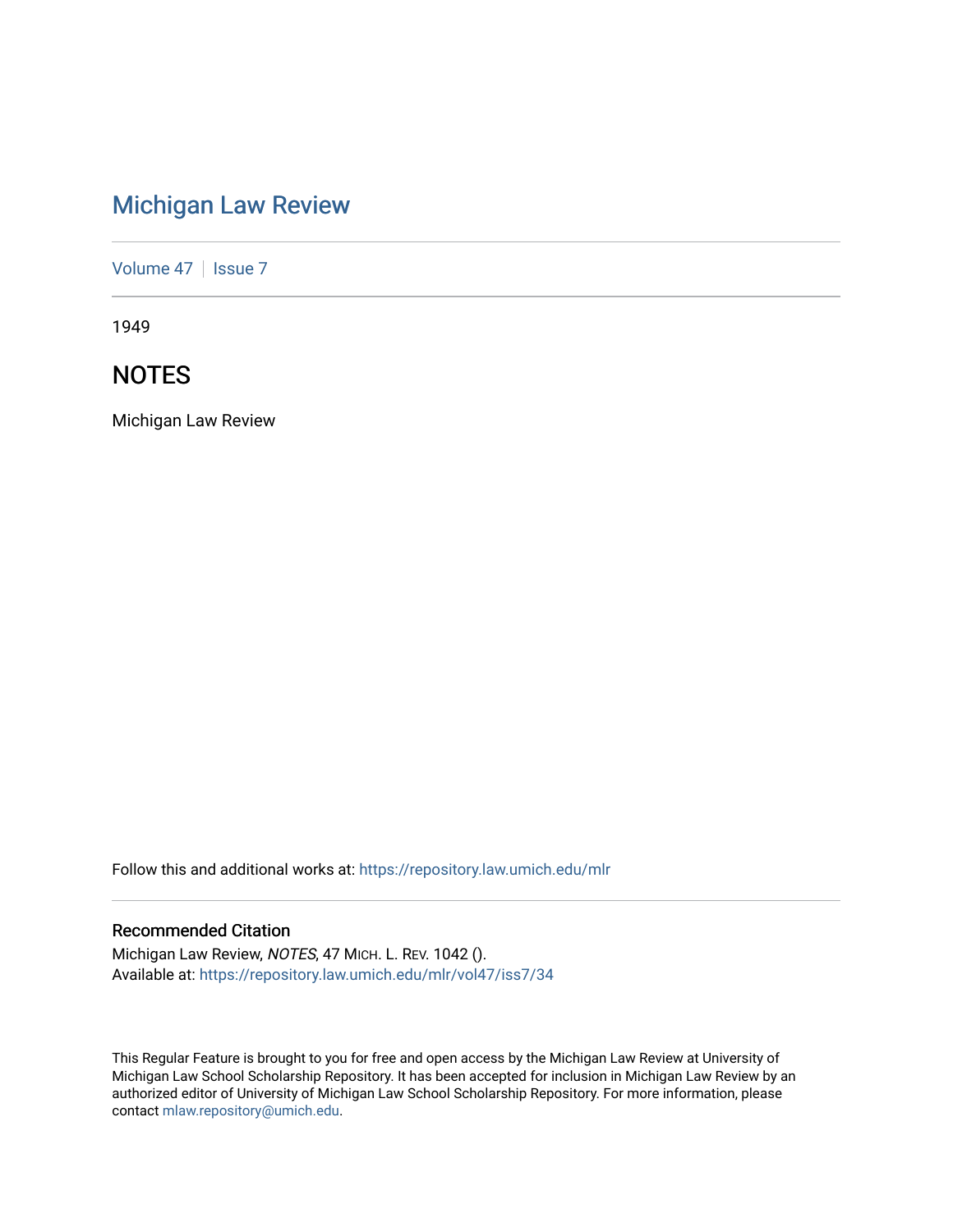# Michigan Law Review

Volume 47 | Issue 7

1949

## NOTES

Michigan Law Review

Follow this and additional works at: https://repository.law.umich.edu/mlr

### Recommended Citation

Michigan Law Review, *NOTES*, 47 MICH. L. REV. 1042 ().
Available at: https://repository.law.umich.edu/mlr/vol47/iss7/34

This Regular Feature is brought to you for free and open access by the Michigan Law Review at University of Michigan Law School Scholarship Repository. It has been accepted for inclusion in Michigan Law Review by an authorized editor of University of Michigan Law School Scholarship Repository. For more information, please contact mlaw.repository@umich.edu.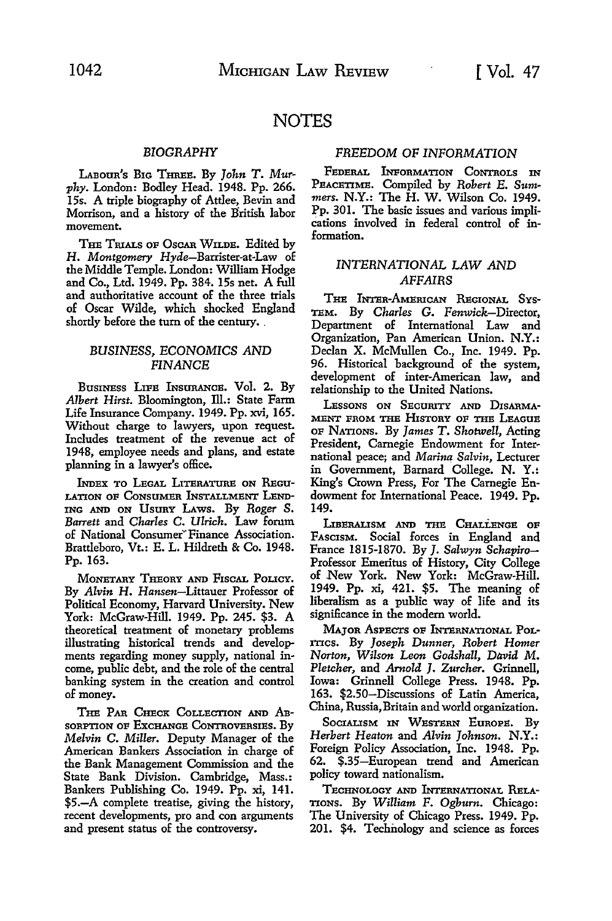# NOTES

## *BIOGRAPHY*

LABOUR'S BIG THREE. By *John T. Murphy*. London: Bodley Head. 1948. Pp. 266. 15s. A triple biography of Attlee, Bevin and Morrison, and a history of the British labor movement.

THE TRIALS OF OSCAR WILDE. Edited by *H. Montgomery Hyde*—Barrister-at-Law of the Middle Temple. London: William Hodge and Co., Ltd. 1949. Pp. 384. 15s net. A full and authoritative account of the three trials of Oscar Wilde, which shocked England shortly before the turn of the century.

## *BUSINESS, ECONOMICS AND FINANCE*

BUSINESS LIFE INSURANCE. Vol. 2. By *Albert Hirst*. Bloomington, Ill.: State Farm Life Insurance Company. 1949. Pp. xvi, 165. Without charge to lawyers, upon request. Includes treatment of the revenue act of 1948, employee needs and plans, and estate planning in a lawyer's office.

INDEX TO LEGAL LITERATURE ON REGULATION OF CONSUMER INSTALLMENT LENDING AND ON USURY LAWS. By *Roger S. Barrett* and *Charles C. Ulrich*. Law forum of National Consumer Finance Association. Brattleboro, Vt.: E. L. Hildreth & Co. 1948. Pp. 163.

MONETARY THEORY AND FISCAL POLICY. By *Alvin H. Hansen*—Littauer Professor of Political Economy, Harvard University. New York: McGraw-Hill. 1949. Pp. 245. $3. A theoretical treatment of monetary problems illustrating historical trends and developments regarding money supply, national income, public debt, and the role of the central banking system in the creation and control of money.

THE PAR CHECK COLLECTION AND ABSORPTION OF EXCHANGE CONTROVERSIES. By *Melvin C. Miller*. Deputy Manager of the American Bankers Association in charge of the Bank Management Commission and the State Bank Division. Cambridge, Mass.: Bankers Publishing Co. 1949. Pp. xi, 141. $5.—A complete treatise, giving the history, recent developments, pro and con arguments and present status of the controversy.

## *FREEDOM OF INFORMATION*

FEDERAL INFORMATION CONTROLS IN PEACETIME. Compiled by *Robert E. Summers*. N.Y.: The H. W. Wilson Co. 1949. Pp. 301. The basic issues and various implications involved in federal control of information.

## *INTERNATIONAL LAW AND AFFAIRS*

THE INTER-AMERICAN REGIONAL SYSTEM. By *Charles G. Fenwick*—Director, Department of International Law and Organization, Pan American Union. N.Y.: Declan X. McMullen Co., Inc. 1949. Pp. 96. Historical background of the system, development of inter-American law, and relationship to the United Nations.

LESSONS ON SECURITY AND DISARMAMENT FROM THE HISTORY OF THE LEAGUE OF NATIONS. By *James T. Shotwell*, Acting President, Carnegie Endowment for International peace; and *Marina Salvin*, Lecturer in Government, Barnard College. N. Y.: King's Crown Press, For The Carnegie Endowment for International Peace. 1949. Pp. 149.

LIBERALISM AND THE CHALLENGE OF FASCISM. Social forces in England and France 1815-1870. By *J. Salwyn Schapiro*—Professor Emeritus of History, City College of New York. New York: McGraw-Hill. 1949. Pp. xi, 421. $5. The meaning of liberalism as a public way of life and its significance in the modern world.

MAJOR ASPECTS OF INTERNATIONAL POLITICS. By *Joseph Dunner, Robert Homer Norton, Wilson Leon Godshall, David M. Pletcher,* and *Arnold J. Zurcher*. Grinnell, Iowa: Grinnell College Press. 1948. Pp. 163. $2.50—Discussions of Latin America, China, Russia, Britain and world organization.

SOCIALISM IN WESTERN EUROPE. By *Herbert Heaton* and *Alvin Johnson*. N.Y.: Foreign Policy Association, Inc. 1948. Pp. 62. $.35—European trend and American policy toward nationalism.

TECHNOLOGY AND INTERNATIONAL RELATIONS. By *William F. Ogburn*. Chicago: The University of Chicago Press. 1949. Pp. 201. $4. Technology and science as forces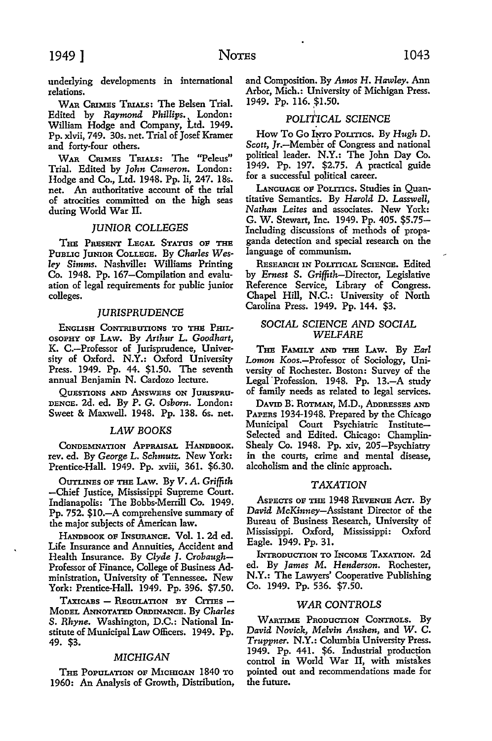underlying developments in international relations.

WAR CRIMES TRIALS: The Belsen Trial. Edited by *Raymond Phillips*. London: William Hodge and Company, Ltd. 1949. Pp. xlvii, 749. 30s. net. Trial of Josef Kramer and forty-four others.

WAR CRIMES TRIALS: The "Peleus" Trial. Edited by *John Cameron*. London: Hodge and Co., Ltd. 1948. Pp. li, 247. 18s. net. An authoritative account of the trial of atrocities committed on the high seas during World War II.

### *JUNIOR COLLEGES*

THE PRESENT LEGAL STATUS OF THE PUBLIC JUNIOR COLLEGE. By *Charles Wesley Simms*. Nashville: Williams Printing Co. 1948. Pp. 167—Compilation and evaluation of legal requirements for public junior colleges.

### *JURISPRUDENCE*

ENGLISH CONTRIBUTIONS TO THE PHILOSOPHY OF LAW. By *Arthur L. Goodhart*, K. C.—Professor of Jurisprudence, University of Oxford. N.Y.: Oxford University Press. 1949. Pp. 44. $1.50. The seventh annual Benjamin N. Cardozo lecture.

QUESTIONS AND ANSWERS ON JURISPRUDENCE. 2d. ed. By *P. G. Osborn*. London: Sweet & Maxwell. 1948. Pp. 138. 6s. net.

### *LAW BOOKS*

CONDEMNATION APPRAISAL HANDBOOK. rev. ed. By *George L. Schmutz*. New York: Prentice-Hall. 1949. Pp. xviii, 361. $6.30.

OUTLINES OF THE LAW. By *V. A. Griffith*—Chief Justice, Mississippi Supreme Court. Indianapolis: The Bobbs-Merrill Co. 1949. Pp. 752. $10.—A comprehensive summary of the major subjects of American law.

HANDBOOK OF INSURANCE. Vol. 1. 2d ed. Life Insurance and Annuities, Accident and Health Insurance. By *Clyde J. Crobaugh*—Professor of Finance, College of Business Administration, University of Tennessee. New York: Prentice-Hall. 1949. Pp. 396. $7.50.

TAXICABS — REGULATION BY CITIES — MODEL ANNOTATED ORDINANCE. By *Charles S. Rhyne*. Washington, D.C.: National Institute of Municipal Law Officers. 1949. Pp. 49. $3.

### *MICHIGAN*

THE POPULATION OF MICHIGAN 1840 TO 1960: An Analysis of Growth, Distribution, and Composition. By *Amos H. Hawley*. Ann Arbor, Mich.: University of Michigan Press. 1949. Pp. 116. $1.50.

### *POLITICAL SCIENCE*

HOW TO GO INTO POLITICS. By *Hugh D. Scott, Jr.*—Member of Congress and national political leader. N.Y.: The John Day Co. 1949. Pp. 197. $2.75. A practical guide for a successful political career.

LANGUAGE OF POLITICS. Studies in Quantitative Semantics. By *Harold D. Lasswell, Nathan Leites* and associates. New York: G. W. Stewart, Inc. 1949. Pp. 405. $5.75—Including discussions of methods of propaganda detection and special research on the language of communism.

RESEARCH IN POLITICAL SCIENCE. Edited by *Ernest S. Griffith*—Director, Legislative Reference Service, Library of Congress. Chapel Hill, N.C.: University of North Carolina Press. 1949. Pp. 144. $3.

### *SOCIAL SCIENCE AND SOCIAL WELFARE*

THE FAMILY AND THE LAW. By *Earl Lomon Koos*.—Professor of Sociology, University of Rochester. Boston: Survey of the Legal Profession. 1948. Pp. 13.—A study of family needs as related to legal services.

DAVID B. ROTMAN, M.D., ADDRESSES AND PAPERS 1934-1948. Prepared by the Chicago Municipal Court Psychiatric Institute—Selected and Edited. Chicago: Champlin-Shealy Co. 1948. Pp. xiv, 205—Psychiatry in the courts, crime and mental disease, alcoholism and the clinic approach.

### *TAXATION*

ASPECTS OF THE 1948 REVENUE ACT. By *David McKinney*—Assistant Director of the Bureau of Business Research, University of Mississippi. Oxford, Mississippi: Oxford Eagle. 1949. Pp. 31.

INTRODUCTION TO INCOME TAXATION. 2d ed. By *James M. Henderson*. Rochester, N.Y.: The Lawyers' Cooperative Publishing Co. 1949. Pp. 536. $7.50.

### *WAR CONTROLS*

WARTIME PRODUCTION CONTROLS. By *David Novick, Melvin Anshen*, and *W. C. Truppner*. N.Y.: Columbia University Press. 1949. Pp. 441. $6. Industrial production control in World War II, with mistakes pointed out and recommendations made for the future.